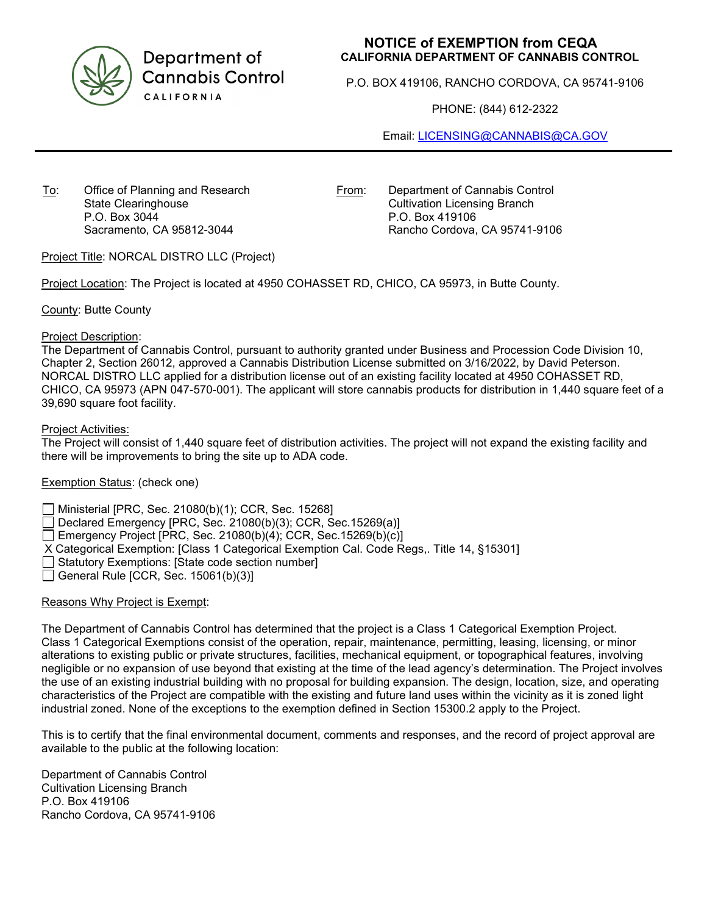Department of Cannabis Control
CALIFORNIA

# NOTICE of EXEMPTION from CEQA

**CALIFORNIA DEPARTMENT OF CANNABIS CONTROL**

P.O. BOX 419106, RANCHO CORDOVA, CA 95741-9106

PHONE: (844) 612-2322

Email: LICENSING@CANNABIS@CA.GOV

---

To: Office of Planning and Research
State Clearinghouse
P.O. Box 3044
Sacramento, CA 95812-3044

From: Department of Cannabis Control
Cultivation Licensing Branch
P.O. Box 419106
Rancho Cordova, CA 95741-9106

Project Title: NORCAL DISTRO LLC (Project)

Project Location: The Project is located at 4950 COHASSET RD, CHICO, CA 95973, in Butte County.

County: Butte County

Project Description:
The Department of Cannabis Control, pursuant to authority granted under Business and Procession Code Division 10, Chapter 2, Section 26012, approved a Cannabis Distribution License submitted on 3/16/2022, by David Peterson. NORCAL DISTRO LLC applied for a distribution license out of an existing facility located at 4950 COHASSET RD, CHICO, CA 95973 (APN 047-570-001). The applicant will store cannabis products for distribution in 1,440 square feet of a 39,690 square foot facility.

Project Activities:
The Project will consist of 1,440 square feet of distribution activities. The project will not expand the existing facility and there will be improvements to bring the site up to ADA code.

Exemption Status: (check one)

- ☐ Ministerial [PRC, Sec. 21080(b)(1); CCR, Sec. 15268]
- ☐ Declared Emergency [PRC, Sec. 21080(b)(3); CCR, Sec.15269(a)]
- ☐ Emergency Project [PRC, Sec. 21080(b)(4); CCR, Sec.15269(b)(c)]
- X Categorical Exemption: [Class 1 Categorical Exemption Cal. Code Regs,. Title 14, §15301]
- ☐ Statutory Exemptions: [State code section number]
- ☐ General Rule [CCR, Sec. 15061(b)(3)]

Reasons Why Project is Exempt:

The Department of Cannabis Control has determined that the project is a Class 1 Categorical Exemption Project. Class 1 Categorical Exemptions consist of the operation, repair, maintenance, permitting, leasing, licensing, or minor alterations to existing public or private structures, facilities, mechanical equipment, or topographical features, involving negligible or no expansion of use beyond that existing at the time of the lead agency's determination. The Project involves the use of an existing industrial building with no proposal for building expansion. The design, location, size, and operating characteristics of the Project are compatible with the existing and future land uses within the vicinity as it is zoned light industrial zoned. None of the exceptions to the exemption defined in Section 15300.2 apply to the Project.

This is to certify that the final environmental document, comments and responses, and the record of project approval are available to the public at the following location:

Department of Cannabis Control
Cultivation Licensing Branch
P.O. Box 419106
Rancho Cordova, CA 95741-9106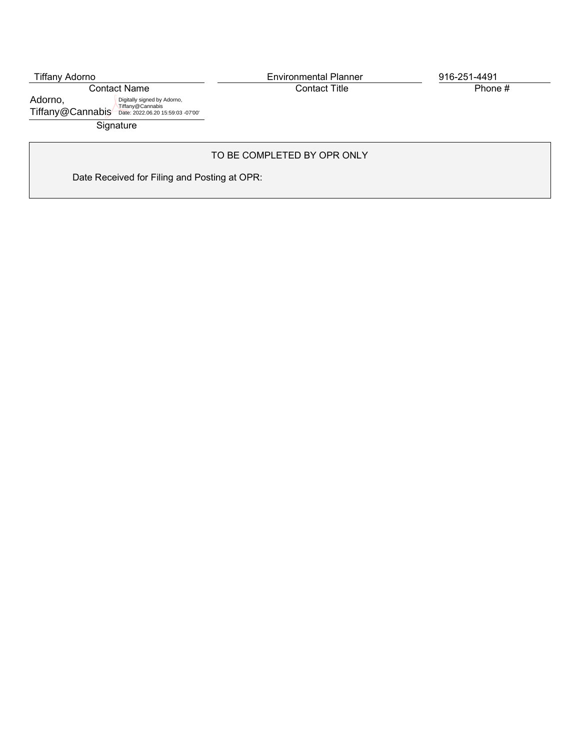| | | |
|---|---|---|
| Tiffany Adorno | Environmental Planner | 916-251-4491 |
| Contact Name | Contact Title | Phone # |

Adorno, Tiffany@Cannabis Digitally signed by Adorno, Tiffany@Cannabis Date: 2022.06.20 15:59:03 -07'00'

Signature

TO BE COMPLETED BY OPR ONLY

Date Received for Filing and Posting at OPR: